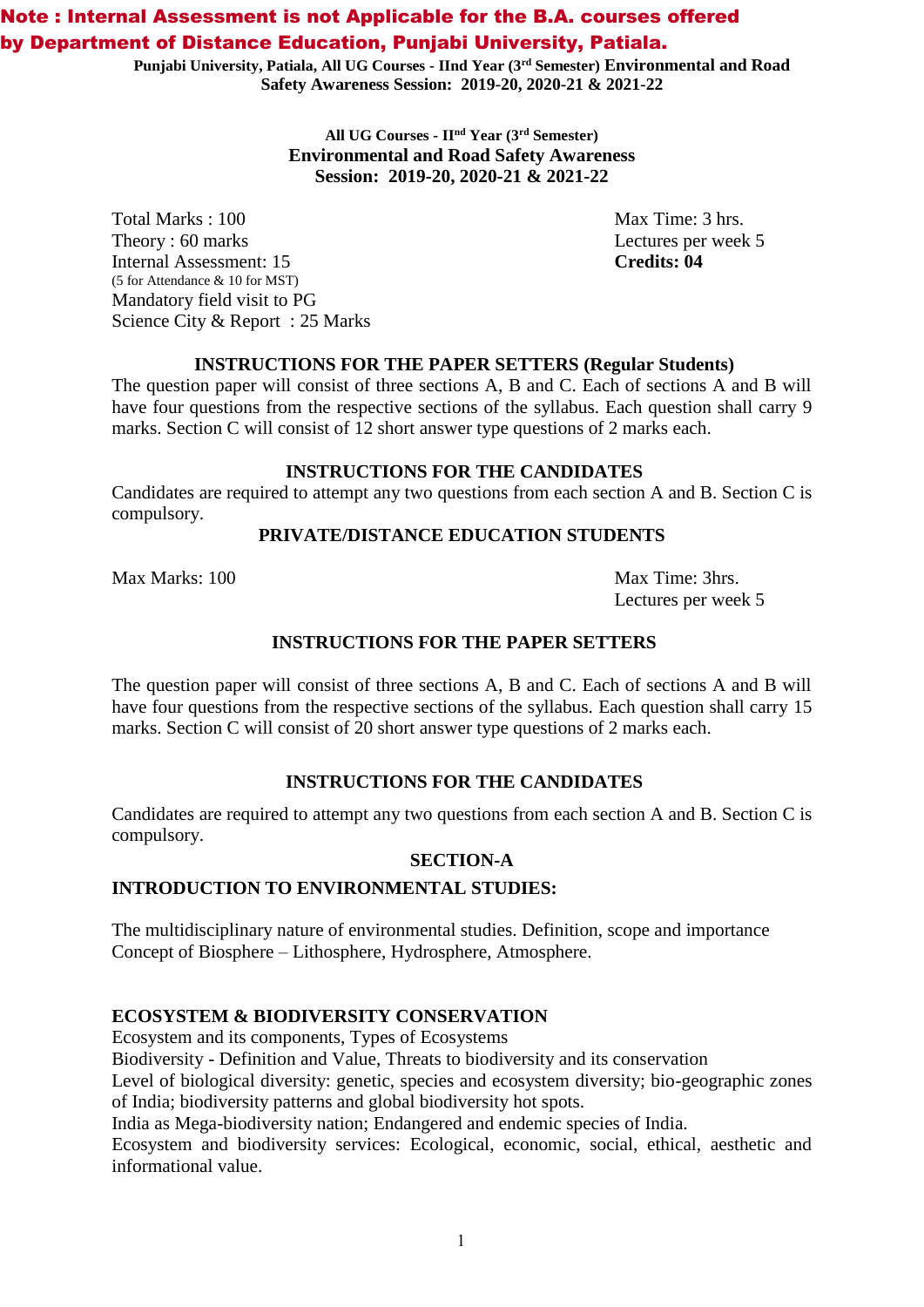**Note : Internal Assessment is not Applicable for the B.A. courses offered by Department of Distance Education, Punjabi University, Patiala.**

**Punjabi University, Patiala, All UG Courses - IInd Year (3rd Semester) Environmental and Road Safety Awareness Session: 2019-20, 2020-21 & 2021-22**

**All UG Courses - IInd Year (3rd Semester)**
**Environmental and Road Safety Awareness**
**Session: 2019-20, 2020-21 & 2021-22**

Total Marks : 100
Theory : 60 marks
Internal Assessment: 15
(5 for Attendance & 10 for MST)
Mandatory field visit to PG Science City & Report : 25 Marks

Max Time: 3 hrs.
Lectures per week 5
**Credits: 04**

### INSTRUCTIONS FOR THE PAPER SETTERS (Regular Students)

The question paper will consist of three sections A, B and C. Each of sections A and B will have four questions from the respective sections of the syllabus. Each question shall carry 9 marks. Section C will consist of 12 short answer type questions of 2 marks each.

### INSTRUCTIONS FOR THE CANDIDATES

Candidates are required to attempt any two questions from each section A and B. Section C is compulsory.

### PRIVATE/DISTANCE EDUCATION STUDENTS

Max Marks: 100

Max Time: 3hrs.
Lectures per week 5

### INSTRUCTIONS FOR THE PAPER SETTERS

The question paper will consist of three sections A, B and C. Each of sections A and B will have four questions from the respective sections of the syllabus. Each question shall carry 15 marks. Section C will consist of 20 short answer type questions of 2 marks each.

### INSTRUCTIONS FOR THE CANDIDATES

Candidates are required to attempt any two questions from each section A and B. Section C is compulsory.

## SECTION-A

### INTRODUCTION TO ENVIRONMENTAL STUDIES:

The multidisciplinary nature of environmental studies. Definition, scope and importance Concept of Biosphere – Lithosphere, Hydrosphere, Atmosphere.

### ECOSYSTEM & BIODIVERSITY CONSERVATION

Ecosystem and its components, Types of Ecosystems
Biodiversity - Definition and Value, Threats to biodiversity and its conservation
Level of biological diversity: genetic, species and ecosystem diversity; bio-geographic zones of India; biodiversity patterns and global biodiversity hot spots.
India as Mega-biodiversity nation; Endangered and endemic species of India.
Ecosystem and biodiversity services: Ecological, economic, social, ethical, aesthetic and informational value.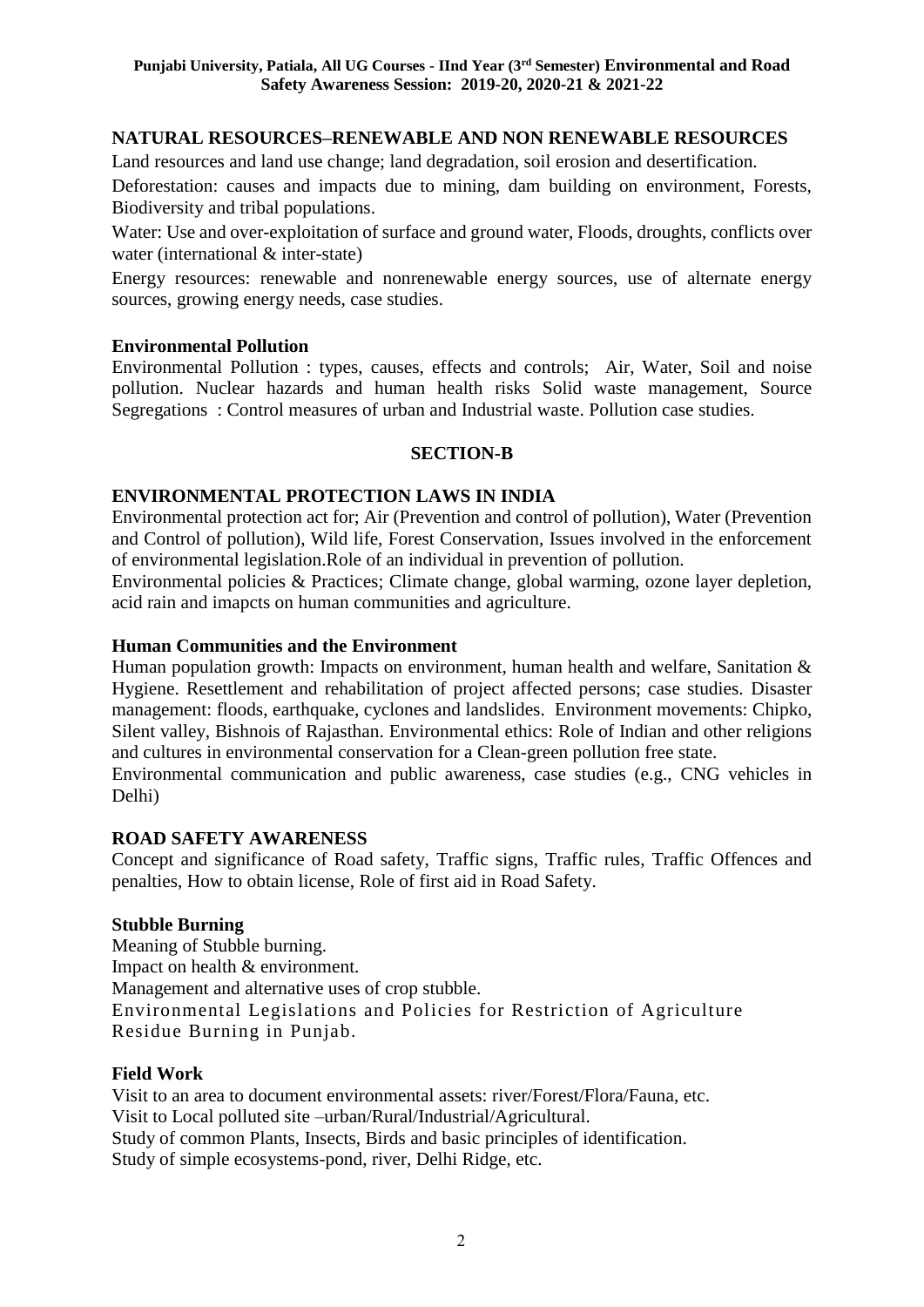## NATURAL RESOURCES–RENEWABLE AND NON RENEWABLE RESOURCES

Land resources and land use change; land degradation, soil erosion and desertification.

Deforestation: causes and impacts due to mining, dam building on environment, Forests, Biodiversity and tribal populations.

Water: Use and over-exploitation of surface and ground water, Floods, droughts, conflicts over water (international & inter-state)

Energy resources: renewable and nonrenewable energy sources, use of alternate energy sources, growing energy needs, case studies.

### Environmental Pollution

Environmental Pollution : types, causes, effects and controls; Air, Water, Soil and noise pollution. Nuclear hazards and human health risks Solid waste management, Source Segregations : Control measures of urban and Industrial waste. Pollution case studies.

## SECTION-B

## ENVIRONMENTAL PROTECTION LAWS IN INDIA

Environmental protection act for; Air (Prevention and control of pollution), Water (Prevention and Control of pollution), Wild life, Forest Conservation, Issues involved in the enforcement of environmental legislation.Role of an individual in prevention of pollution.

Environmental policies & Practices; Climate change, global warming, ozone layer depletion, acid rain and imapcts on human communities and agriculture.

### Human Communities and the Environment

Human population growth: Impacts on environment, human health and welfare, Sanitation & Hygiene. Resettlement and rehabilitation of project affected persons; case studies. Disaster management: floods, earthquake, cyclones and landslides. Environment movements: Chipko, Silent valley, Bishnois of Rajasthan. Environmental ethics: Role of Indian and other religions and cultures in environmental conservation for a Clean-green pollution free state.

Environmental communication and public awareness, case studies (e.g., CNG vehicles in Delhi)

## ROAD SAFETY AWARENESS

Concept and significance of Road safety, Traffic signs, Traffic rules, Traffic Offences and penalties, How to obtain license, Role of first aid in Road Safety.

### Stubble Burning

Meaning of Stubble burning.

Impact on health & environment.

Management and alternative uses of crop stubble.

Environmental Legislations and Policies for Restriction of Agriculture Residue Burning in Punjab.

### Field Work

Visit to an area to document environmental assets: river/Forest/Flora/Fauna, etc.

Visit to Local polluted site –urban/Rural/Industrial/Agricultural.

Study of common Plants, Insects, Birds and basic principles of identification.

Study of simple ecosystems-pond, river, Delhi Ridge, etc.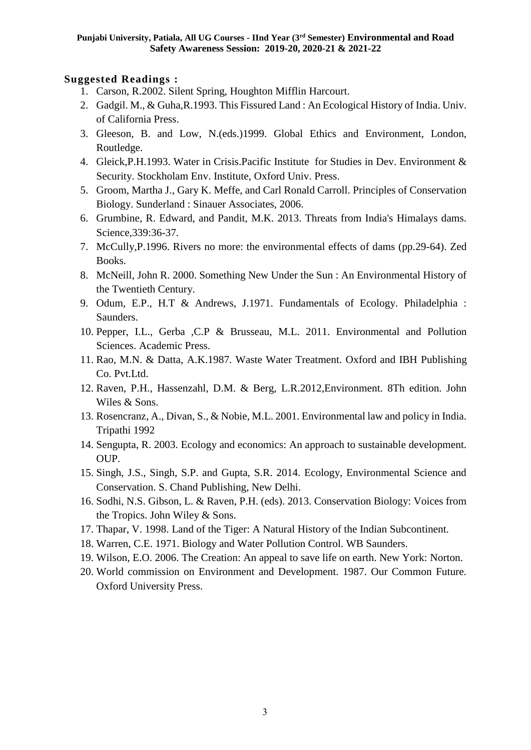**Suggested Readings :**

1. Carson, R.2002. Silent Spring, Houghton Mifflin Harcourt.
2. Gadgil. M., & Guha,R.1993. This Fissured Land : An Ecological History of India. Univ. of California Press.
3. Gleeson, B. and Low, N.(eds.)1999. Global Ethics and Environment, London, Routledge.
4. Gleick,P.H.1993. Water in Crisis.Pacific Institute for Studies in Dev. Environment & Security. Stockholam Env. Institute, Oxford Univ. Press.
5. Groom, Martha J., Gary K. Meffe, and Carl Ronald Carroll. Principles of Conservation Biology. Sunderland : Sinauer Associates, 2006.
6. Grumbine, R. Edward, and Pandit, M.K. 2013. Threats from India's Himalays dams. Science,339:36-37.
7. McCully,P.1996. Rivers no more: the environmental effects of dams (pp.29-64). Zed Books.
8. McNeill, John R. 2000. Something New Under the Sun : An Environmental History of the Twentieth Century.
9. Odum, E.P., H.T & Andrews, J.1971. Fundamentals of Ecology. Philadelphia : Saunders.
10. Pepper, I.L., Gerba ,C.P & Brusseau, M.L. 2011. Environmental and Pollution Sciences. Academic Press.
11. Rao, M.N. & Datta, A.K.1987. Waste Water Treatment. Oxford and IBH Publishing Co. Pvt.Ltd.
12. Raven, P.H., Hassenzahl, D.M. & Berg, L.R.2012,Environment. 8Th edition. John Wiles & Sons.
13. Rosencranz, A., Divan, S., & Nobie, M.L. 2001. Environmental law and policy in India. Tripathi 1992
14. Sengupta, R. 2003. Ecology and economics: An approach to sustainable development. OUP.
15. Singh, J.S., Singh, S.P. and Gupta, S.R. 2014. Ecology, Environmental Science and Conservation. S. Chand Publishing, New Delhi.
16. Sodhi, N.S. Gibson, L. & Raven, P.H. (eds). 2013. Conservation Biology: Voices from the Tropics. John Wiley & Sons.
17. Thapar, V. 1998. Land of the Tiger: A Natural History of the Indian Subcontinent.
18. Warren, C.E. 1971. Biology and Water Pollution Control. WB Saunders.
19. Wilson, E.O. 2006. The Creation: An appeal to save life on earth. New York: Norton.
20. World commission on Environment and Development. 1987. Our Common Future. Oxford University Press.